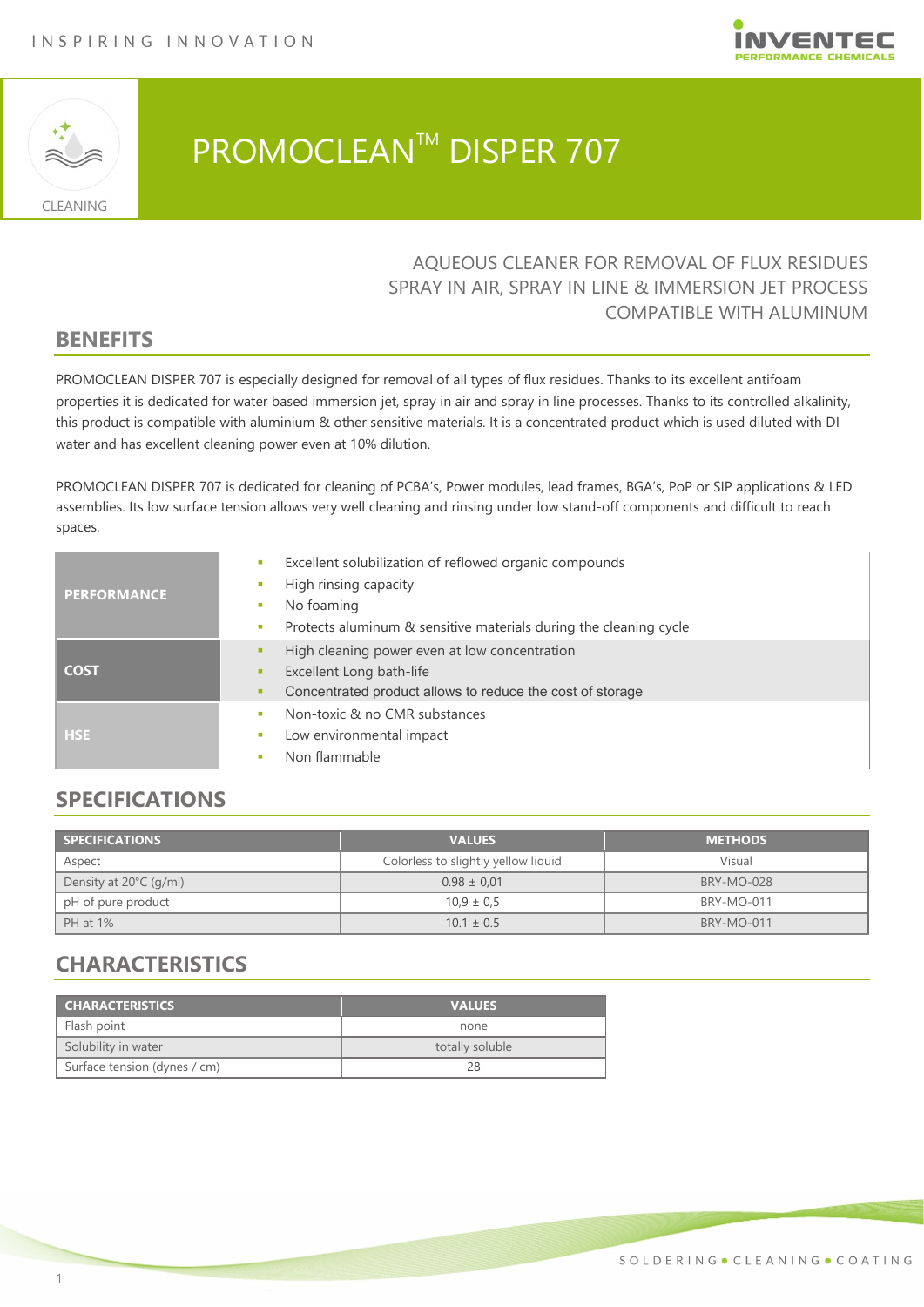# PROMOCLEAN™ DISPER 707

CLEANING

AQUEOUS CLEANER FOR REMOVAL OF FLUX RESIDUES
SPRAY IN AIR, SPRAY IN LINE & IMMERSION JET PROCESS
COMPATIBLE WITH ALUMINUM

## BENEFITS

PROMOCLEAN DISPER 707 is especially designed for removal of all types of flux residues. Thanks to its excellent antifoam properties it is dedicated for water based immersion jet, spray in air and spray in line processes. Thanks to its controlled alkalinity, this product is compatible with aluminium & other sensitive materials. It is a concentrated product which is used diluted with DI water and has excellent cleaning power even at 10% dilution.

PROMOCLEAN DISPER 707 is dedicated for cleaning of PCBA's, Power modules, lead frames, BGA's, PoP or SIP applications & LED assemblies. Its low surface tension allows very well cleaning and rinsing under low stand-off components and difficult to reach spaces.

| | |
|---|---|
| **PERFORMANCE** | ▪ Excellent solubilization of reflowed organic compounds<br>▪ High rinsing capacity<br>▪ No foaming<br>▪ Protects aluminum & sensitive materials during the cleaning cycle |
| **COST** | ▪ High cleaning power even at low concentration<br>▪ Excellent Long bath-life<br>▪ Concentrated product allows to reduce the cost of storage |
| **HSE** | ▪ Non-toxic & no CMR substances<br>▪ Low environmental impact<br>▪ Non flammable |

## SPECIFICATIONS

| SPECIFICATIONS | VALUES | METHODS |
|---|---|---|
| Aspect | Colorless to slightly yellow liquid | Visual |
| Density at 20°C (g/ml) | 0.98 ± 0,01 | BRY-MO-028 |
| pH of pure product | 10,9 ± 0,5 | BRY-MO-011 |
| PH at 1% | 10.1 ± 0.5 | BRY-MO-011 |

## CHARACTERISTICS

| CHARACTERISTICS | VALUES |
|---|---|
| Flash point | none |
| Solubility in water | totally soluble |
| Surface tension (dynes / cm) | 28 |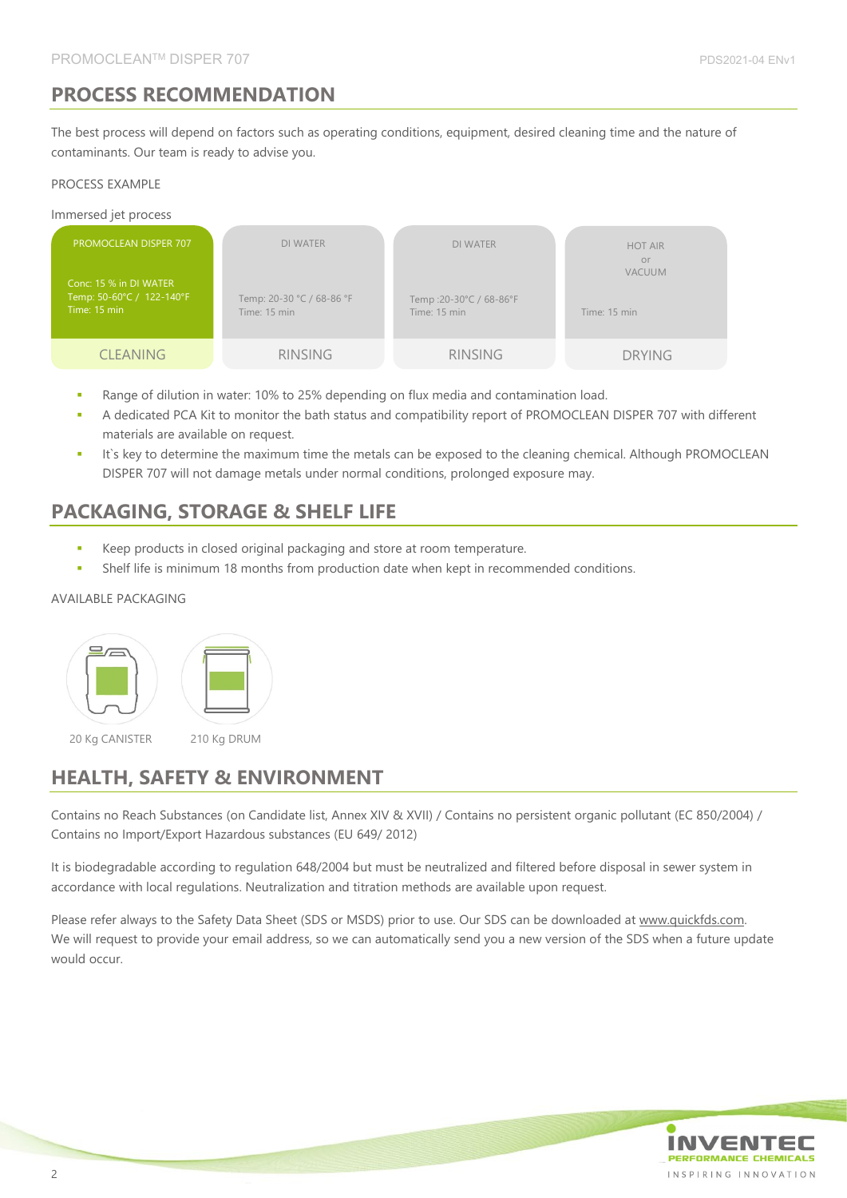## PROCESS RECOMMENDATION

The best process will depend on factors such as operating conditions, equipment, desired cleaning time and the nature of contaminants. Our team is ready to advise you.

PROCESS EXAMPLE

Immersed jet process

| CLEANING | RINSING | RINSING | DRYING |
|---|---|---|---|
| PROMOCLEAN DISPER 707 | DI WATER | DI WATER | HOT AIR or VACUUM |
| Conc: 15 % in DI WATER<br>Temp: 50-60°C / 122-140°F<br>Time: 15 min | Temp: 20-30 °C / 68-86 °F<br>Time: 15 min | Temp :20-30°C / 68-86°F<br>Time: 15 min | Time: 15 min |

- Range of dilution in water: 10% to 25% depending on flux media and contamination load.
- A dedicated PCA Kit to monitor the bath status and compatibility report of PROMOCLEAN DISPER 707 with different materials are available on request.
- It`s key to determine the maximum time the metals can be exposed to the cleaning chemical. Although PROMOCLEAN DISPER 707 will not damage metals under normal conditions, prolonged exposure may.

## PACKAGING, STORAGE & SHELF LIFE

- Keep products in closed original packaging and store at room temperature.
- Shelf life is minimum 18 months from production date when kept in recommended conditions.

AVAILABLE PACKAGING

20 Kg CANISTER

210 Kg DRUM

## HEALTH, SAFETY & ENVIRONMENT

Contains no Reach Substances (on Candidate list, Annex XIV & XVII) / Contains no persistent organic pollutant (EC 850/2004) / Contains no Import/Export Hazardous substances (EU 649/ 2012)

It is biodegradable according to regulation 648/2004 but must be neutralized and filtered before disposal in sewer system in accordance with local regulations. Neutralization and titration methods are available upon request.

Please refer always to the Safety Data Sheet (SDS or MSDS) prior to use. Our SDS can be downloaded at www.quickfds.com. We will request to provide your email address, so we can automatically send you a new version of the SDS when a future update would occur.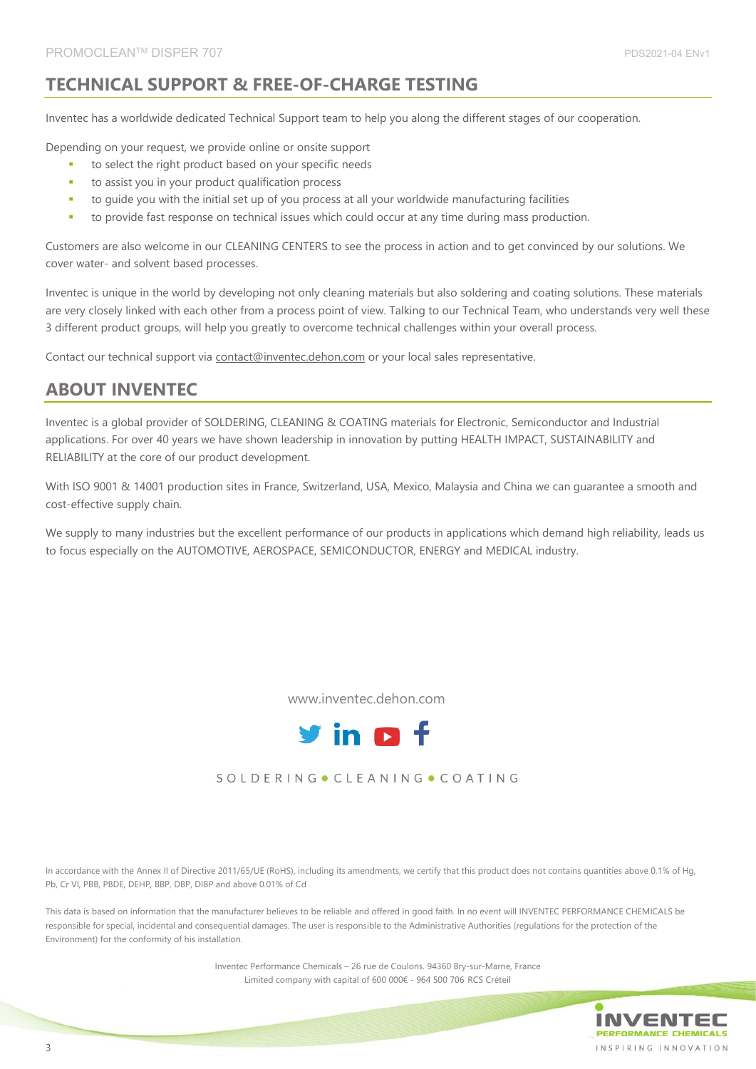## TECHNICAL SUPPORT & FREE-OF-CHARGE TESTING

Inventec has a worldwide dedicated Technical Support team to help you along the different stages of our cooperation.

Depending on your request, we provide online or onsite support

- to select the right product based on your specific needs
- to assist you in your product qualification process
- to guide you with the initial set up of you process at all your worldwide manufacturing facilities
- to provide fast response on technical issues which could occur at any time during mass production.

Customers are also welcome in our CLEANING CENTERS to see the process in action and to get convinced by our solutions. We cover water- and solvent based processes.

Inventec is unique in the world by developing not only cleaning materials but also soldering and coating solutions. These materials are very closely linked with each other from a process point of view. Talking to our Technical Team, who understands very well these 3 different product groups, will help you greatly to overcome technical challenges within your overall process.

Contact our technical support via contact@inventec.dehon.com or your local sales representative.

## ABOUT INVENTEC

Inventec is a global provider of SOLDERING, CLEANING & COATING materials for Electronic, Semiconductor and Industrial applications. For over 40 years we have shown leadership in innovation by putting HEALTH IMPACT, SUSTAINABILITY and RELIABILITY at the core of our product development.

With ISO 9001 & 14001 production sites in France, Switzerland, USA, Mexico, Malaysia and China we can guarantee a smooth and cost-effective supply chain.

We supply to many industries but the excellent performance of our products in applications which demand high reliability, leads us to focus especially on the AUTOMOTIVE, AEROSPACE, SEMICONDUCTOR, ENERGY and MEDICAL industry.

www.inventec.dehon.com

SOLDERING • CLEANING • COATING

In accordance with the Annex II of Directive 2011/65/UE (RoHS), including its amendments, we certify that this product does not contains quantities above 0.1% of Hg, Pb, Cr VI, PBB, PBDE, DEHP, BBP, DBP, DIBP and above 0.01% of Cd

This data is based on information that the manufacturer believes to be reliable and offered in good faith. In no event will INVENTEC PERFORMANCE CHEMICALS be responsible for special, incidental and consequential damages. The user is responsible to the Administrative Authorities (regulations for the protection of the Environment) for the conformity of his installation.

Inventec Performance Chemicals – 26 rue de Coulons. 94360 Bry-sur-Marne, France
Limited company with capital of 600 000€ - 964 500 706 RCS Créteil

INVENTEC PERFORMANCE CHEMICALS
INSPIRING INNOVATION